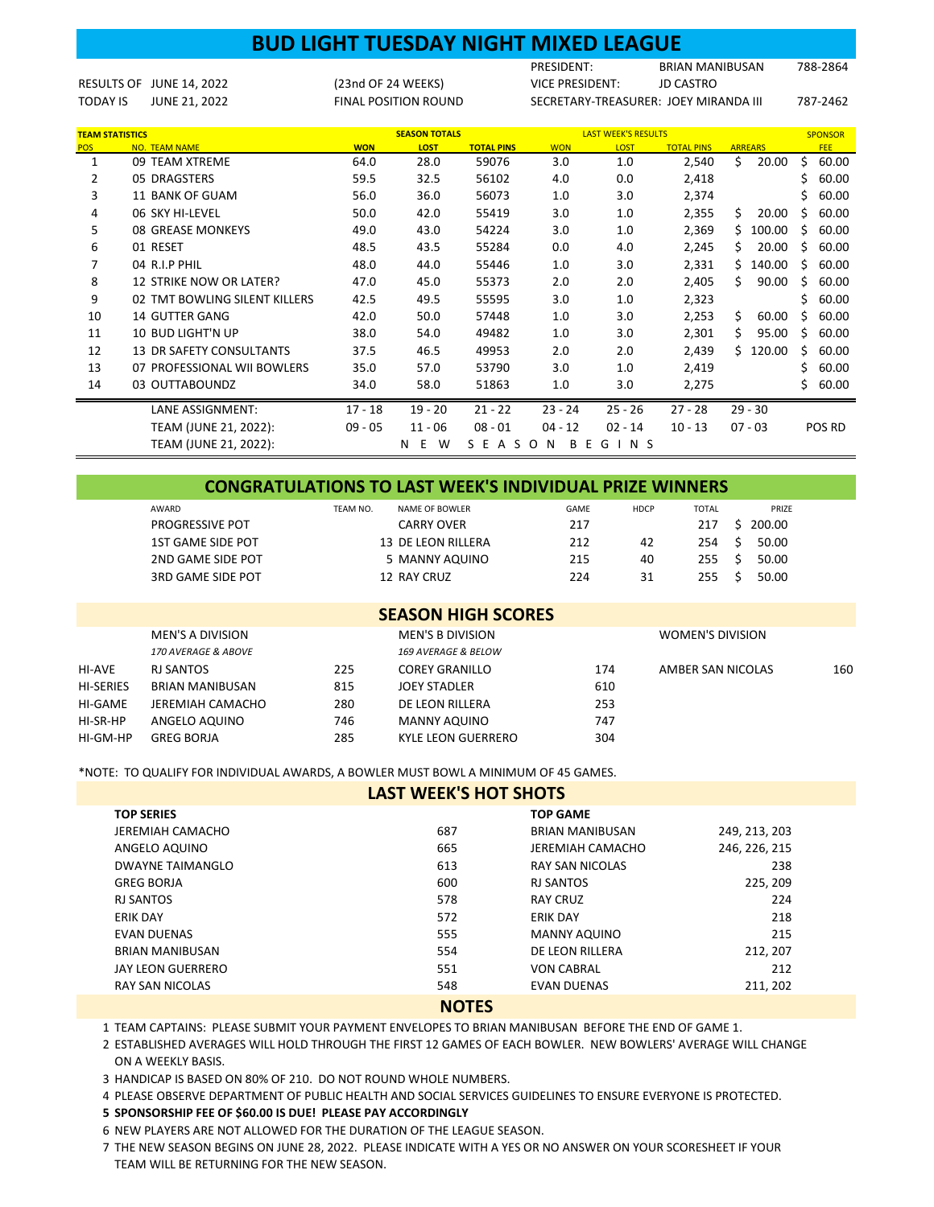# BUD LIGHT TUESDAY NIGHT MIXED LEAGUE

RESULTS OF JUNE 14, 2022 (23nd OF 24 WEEKS)
TODAY IS JUNE 21, 2022 FINAL POSITION ROUND

PRESIDENT: BRIAN MANIBUSAN 788-2864
VICE PRESIDENT: JD CASTRO
SECRETARY-TREASURER: JOEY MIRANDA III 787-2462

| TEAM STATISTICS | | SEASON TOTALS | | | LAST WEEK'S RESULTS | | | | SPONSOR |
|---|---|---|---|---|---|---|---|---|---|
| POS | NO. TEAM NAME | WON | LOST | TOTAL PINS | WON | LOST | TOTAL PINS | ARREARS | FEE |
| 1 | 09 TEAM XTREME | 64.0 | 28.0 | 59076 | 3.0 | 1.0 | 2,540 | $ 20.00 | $ 60.00 |
| 2 | 05 DRAGSTERS | 59.5 | 32.5 | 56102 | 4.0 | 0.0 | 2,418 | | $ 60.00 |
| 3 | 11 BANK OF GUAM | 56.0 | 36.0 | 56073 | 1.0 | 3.0 | 2,374 | | $ 60.00 |
| 4 | 06 SKY HI-LEVEL | 50.0 | 42.0 | 55419 | 3.0 | 1.0 | 2,355 | $ 20.00 | $ 60.00 |
| 5 | 08 GREASE MONKEYS | 49.0 | 43.0 | 54224 | 3.0 | 1.0 | 2,369 | $ 100.00 | $ 60.00 |
| 6 | 01 RESET | 48.5 | 43.5 | 55284 | 0.0 | 4.0 | 2,245 | $ 20.00 | $ 60.00 |
| 7 | 04 R.I.P PHIL | 48.0 | 44.0 | 55446 | 1.0 | 3.0 | 2,331 | $ 140.00 | $ 60.00 |
| 8 | 12 STRIKE NOW OR LATER? | 47.0 | 45.0 | 55373 | 2.0 | 2.0 | 2,405 | $ 90.00 | $ 60.00 |
| 9 | 02 TMT BOWLING SILENT KILLERS | 42.5 | 49.5 | 55595 | 3.0 | 1.0 | 2,323 | | $ 60.00 |
| 10 | 14 GUTTER GANG | 42.0 | 50.0 | 57448 | 1.0 | 3.0 | 2,253 | $ 60.00 | $ 60.00 |
| 11 | 10 BUD LIGHT'N UP | 38.0 | 54.0 | 49482 | 1.0 | 3.0 | 2,301 | $ 95.00 | $ 60.00 |
| 12 | 13 DR SAFETY CONSULTANTS | 37.5 | 46.5 | 49953 | 2.0 | 2.0 | 2,439 | $ 120.00 | $ 60.00 |
| 13 | 07 PROFESSIONAL WII BOWLERS | 35.0 | 57.0 | 53790 | 3.0 | 1.0 | 2,419 | | $ 60.00 |
| 14 | 03 OUTTABOUNDZ | 34.0 | 58.0 | 51863 | 1.0 | 3.0 | 2,275 | | $ 60.00 |

| | | | | | | | | |
|---|---|---|---|---|---|---|---|---|
| LANE ASSIGNMENT: | 17 - 18 | 19 - 20 | 21 - 22 | 23 - 24 | 25 - 26 | 27 - 28 | 29 - 30 | |
| TEAM (JUNE 21, 2022): | 09 - 05 | 11 - 06 | 08 - 01 | 04 - 12 | 02 - 14 | 10 - 13 | 07 - 03 | POS RD |
| TEAM (JUNE 21, 2022): | | N E W | S E A S O N | B E G I N S | | | | |

## CONGRATULATIONS TO LAST WEEK'S INDIVIDUAL PRIZE WINNERS

| AWARD | TEAM NO. | NAME OF BOWLER | GAME | HDCP | TOTAL | PRIZE |
|---|---|---|---|---|---|---|
| PROGRESSIVE POT | | CARRY OVER | 217 | | 217 | $ 200.00 |
| 1ST GAME SIDE POT | 13 | DE LEON RILLERA | 212 | 42 | 254 | $ 50.00 |
| 2ND GAME SIDE POT | 5 | MANNY AQUINO | 215 | 40 | 255 | $ 50.00 |
| 3RD GAME SIDE POT | 12 | RAY CRUZ | 224 | 31 | 255 | $ 50.00 |

## SEASON HIGH SCORES

| | MEN'S A DIVISION *170 AVERAGE & ABOVE* | | MEN'S B DIVISION *169 AVERAGE & BELOW* | | WOMEN'S DIVISION | |
|---|---|---|---|---|---|---|
| HI-AVE | RJ SANTOS | 225 | COREY GRANILLO | 174 | AMBER SAN NICOLAS | 160 |
| HI-SERIES | BRIAN MANIBUSAN | 815 | JOEY STADLER | 610 | | |
| HI-GAME | JEREMIAH CAMACHO | 280 | DE LEON RILLERA | 253 | | |
| HI-SR-HP | ANGELO AQUINO | 746 | MANNY AQUINO | 747 | | |
| HI-GM-HP | GREG BORJA | 285 | KYLE LEON GUERRERO | 304 | | |

*NOTE: TO QUALIFY FOR INDIVIDUAL AWARDS, A BOWLER MUST BOWL A MINIMUM OF 45 GAMES.

## LAST WEEK'S HOT SHOTS

| TOP SERIES | | TOP GAME | |
|---|---|---|---|
| JEREMIAH CAMACHO | 687 | BRIAN MANIBUSAN | 249, 213, 203 |
| ANGELO AQUINO | 665 | JEREMIAH CAMACHO | 246, 226, 215 |
| DWAYNE TAIMANGLO | 613 | RAY SAN NICOLAS | 238 |
| GREG BORJA | 600 | RJ SANTOS | 225, 209 |
| RJ SANTOS | 578 | RAY CRUZ | 224 |
| ERIK DAY | 572 | ERIK DAY | 218 |
| EVAN DUENAS | 555 | MANNY AQUINO | 215 |
| BRIAN MANIBUSAN | 554 | DE LEON RILLERA | 212, 207 |
| JAY LEON GUERRERO | 551 | VON CABRAL | 212 |
| RAY SAN NICOLAS | 548 | EVAN DUENAS | 211, 202 |

## NOTES

1. TEAM CAPTAINS: PLEASE SUBMIT YOUR PAYMENT ENVELOPES TO BRIAN MANIBUSAN BEFORE THE END OF GAME 1.
2. ESTABLISHED AVERAGES WILL HOLD THROUGH THE FIRST 12 GAMES OF EACH BOWLER. NEW BOWLERS' AVERAGE WILL CHANGE ON A WEEKLY BASIS.
3. HANDICAP IS BASED ON 80% OF 210. DO NOT ROUND WHOLE NUMBERS.
4. PLEASE OBSERVE DEPARTMENT OF PUBLIC HEALTH AND SOCIAL SERVICES GUIDELINES TO ENSURE EVERYONE IS PROTECTED.
5. **SPONSORSHIP FEE OF $60.00 IS DUE! PLEASE PAY ACCORDINGLY**
6. NEW PLAYERS ARE NOT ALLOWED FOR THE DURATION OF THE LEAGUE SEASON.
7. THE NEW SEASON BEGINS ON JUNE 28, 2022. PLEASE INDICATE WITH A YES OR NO ANSWER ON YOUR SCORESHEET IF YOUR TEAM WILL BE RETURNING FOR THE NEW SEASON.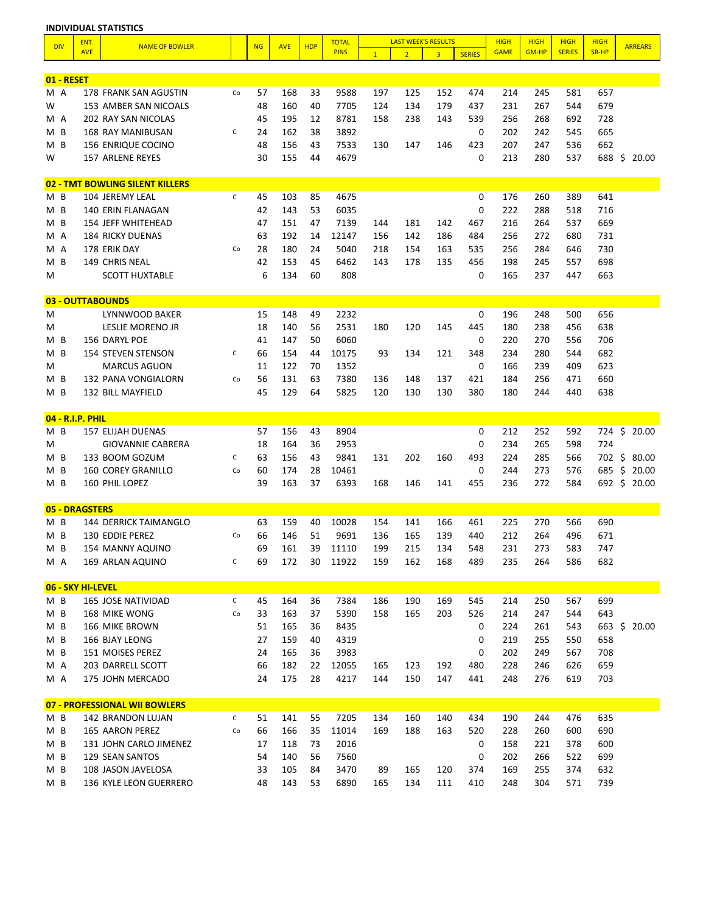**INDIVIDUAL STATISTICS**

| DIV | | ENT. AVE | NAME OF BOWLER | | NG | AVE | HDP | TOTAL PINS | LAST WEEK'S RESULTS | | | | HIGH GAME | HIGH GM-HP | HIGH SERIES | HIGH SR-HP | ARREARS |
|---|---|---|---|---|---|---|---|---|---|---|---|---|---|---|---|---|---|
| | | | | | | | | | 1 | 2 | 3 | SERIES | | | | | |
| **01 - RESET** | | | | | | | | | | | | | | | | | |
| M | A | 178 | FRANK SAN AGUSTIN | Co | 57 | 168 | 33 | 9588 | 197 | 125 | 152 | 474 | 214 | 245 | 581 | 657 | |
| W | | 153 | AMBER SAN NICOALS | | 48 | 160 | 40 | 7705 | 124 | 134 | 179 | 437 | 231 | 267 | 544 | 679 | |
| M | A | 202 | RAY SAN NICOLAS | | 45 | 195 | 12 | 8781 | 158 | 238 | 143 | 539 | 256 | 268 | 692 | 728 | |
| M | B | 168 | RAY MANIBUSAN | C | 24 | 162 | 38 | 3892 | | | | 0 | 202 | 242 | 545 | 665 | |
| M | B | 156 | ENRIQUE COCINO | | 48 | 156 | 43 | 7533 | 130 | 147 | 146 | 423 | 207 | 247 | 536 | 662 | |
| W | | 157 | ARLENE REYES | | 30 | 155 | 44 | 4679 | | | | 0 | 213 | 280 | 537 | 688 | $ 20.00 |
| **02 - TMT BOWLING SILENT KILLERS** | | | | | | | | | | | | | | | | | |
| M | B | 104 | JEREMY LEAL | C | 45 | 103 | 85 | 4675 | | | | 0 | 176 | 260 | 389 | 641 | |
| M | B | 140 | ERIN FLANAGAN | | 42 | 143 | 53 | 6035 | | | | 0 | 222 | 288 | 518 | 716 | |
| M | B | 154 | JEFF WHITEHEAD | | 47 | 151 | 47 | 7139 | 144 | 181 | 142 | 467 | 216 | 264 | 537 | 669 | |
| M | A | 184 | RICKY DUENAS | | 63 | 192 | 14 | 12147 | 156 | 142 | 186 | 484 | 256 | 272 | 680 | 731 | |
| M | A | 178 | ERIK DAY | Co | 28 | 180 | 24 | 5040 | 218 | 154 | 163 | 535 | 256 | 284 | 646 | 730 | |
| M | B | 149 | CHRIS NEAL | | 42 | 153 | 45 | 6462 | 143 | 178 | 135 | 456 | 198 | 245 | 557 | 698 | |
| M | | | SCOTT HUXTABLE | | 6 | 134 | 60 | 808 | | | | 0 | 165 | 237 | 447 | 663 | |
| **03 - OUTTABOUNDS** | | | | | | | | | | | | | | | | | |
| M | | | LYNNWOOD BAKER | | 15 | 148 | 49 | 2232 | | | | 0 | 196 | 248 | 500 | 656 | |
| M | | | LESLIE MORENO JR | | 18 | 140 | 56 | 2531 | 180 | 120 | 145 | 445 | 180 | 238 | 456 | 638 | |
| M | B | 156 | DARYL POE | | 41 | 147 | 50 | 6060 | | | | 0 | 220 | 270 | 556 | 706 | |
| M | B | 154 | STEVEN STENSON | C | 66 | 154 | 44 | 10175 | 93 | 134 | 121 | 348 | 234 | 280 | 544 | 682 | |
| M | | | MARCUS AGUON | | 11 | 122 | 70 | 1352 | | | | 0 | 166 | 239 | 409 | 623 | |
| M | B | 132 | PANA VONGIALORN | Co | 56 | 131 | 63 | 7380 | 136 | 148 | 137 | 421 | 184 | 256 | 471 | 660 | |
| M | B | 132 | BILL MAYFIELD | | 45 | 129 | 64 | 5825 | 120 | 130 | 130 | 380 | 180 | 244 | 440 | 638 | |
| **04 - R.I.P. PHIL** | | | | | | | | | | | | | | | | | |
| M | B | 157 | ELIJAH DUENAS | | 57 | 156 | 43 | 8904 | | | | 0 | 212 | 252 | 592 | 724 | $ 20.00 |
| M | | | GIOVANNIE CABRERA | | 18 | 164 | 36 | 2953 | | | | 0 | 234 | 265 | 598 | 724 | |
| M | B | 133 | BOOM GOZUM | C | 63 | 156 | 43 | 9841 | 131 | 202 | 160 | 493 | 224 | 285 | 566 | 702 | $ 80.00 |
| M | B | 160 | COREY GRANILLO | Co | 60 | 174 | 28 | 10461 | | | | 0 | 244 | 273 | 576 | 685 | $ 20.00 |
| M | B | 160 | PHIL LOPEZ | | 39 | 163 | 37 | 6393 | 168 | 146 | 141 | 455 | 236 | 272 | 584 | 692 | $ 20.00 |
| **05 - DRAGSTERS** | | | | | | | | | | | | | | | | | |
| M | B | 144 | DERRICK TAIMANGLO | | 63 | 159 | 40 | 10028 | 154 | 141 | 166 | 461 | 225 | 270 | 566 | 690 | |
| M | B | 130 | EDDIE PEREZ | Co | 66 | 146 | 51 | 9691 | 136 | 165 | 139 | 440 | 212 | 264 | 496 | 671 | |
| M | B | 154 | MANNY AQUINO | | 69 | 161 | 39 | 11110 | 199 | 215 | 134 | 548 | 231 | 273 | 583 | 747 | |
| M | A | 169 | ARLAN AQUINO | C | 69 | 172 | 30 | 11922 | 159 | 162 | 168 | 489 | 235 | 264 | 586 | 682 | |
| **06 - SKY HI-LEVEL** | | | | | | | | | | | | | | | | | |
| M | B | 165 | JOSE NATIVIDAD | C | 45 | 164 | 36 | 7384 | 186 | 190 | 169 | 545 | 214 | 250 | 567 | 699 | |
| M | B | 168 | MIKE WONG | Co | 33 | 163 | 37 | 5390 | 158 | 165 | 203 | 526 | 214 | 247 | 544 | 643 | |
| M | B | 166 | MIKE BROWN | | 51 | 165 | 36 | 8435 | | | | 0 | 224 | 261 | 543 | 663 | $ 20.00 |
| M | B | 166 | BJAY LEONG | | 27 | 159 | 40 | 4319 | | | | 0 | 219 | 255 | 550 | 658 | |
| M | B | 151 | MOISES PEREZ | | 24 | 165 | 36 | 3983 | | | | 0 | 202 | 249 | 567 | 708 | |
| M | A | 203 | DARRELL SCOTT | | 66 | 182 | 22 | 12055 | 165 | 123 | 192 | 480 | 228 | 246 | 626 | 659 | |
| M | A | 175 | JOHN MERCADO | | 24 | 175 | 28 | 4217 | 144 | 150 | 147 | 441 | 248 | 276 | 619 | 703 | |
| **07 - PROFESSIONAL WII BOWLERS** | | | | | | | | | | | | | | | | | |
| M | B | 142 | BRANDON LUJAN | C | 51 | 141 | 55 | 7205 | 134 | 160 | 140 | 434 | 190 | 244 | 476 | 635 | |
| M | B | 165 | AARON PEREZ | Co | 66 | 166 | 35 | 11014 | 169 | 188 | 163 | 520 | 228 | 260 | 600 | 690 | |
| M | B | 131 | JOHN CARLO JIMENEZ | | 17 | 118 | 73 | 2016 | | | | 0 | 158 | 221 | 378 | 600 | |
| M | B | 129 | SEAN SANTOS | | 54 | 140 | 56 | 7560 | | | | 0 | 202 | 266 | 522 | 699 | |
| M | B | 108 | JASON JAVELOSA | | 33 | 105 | 84 | 3470 | 89 | 165 | 120 | 374 | 169 | 255 | 374 | 632 | |
| M | B | 136 | KYLE LEON GUERRERO | | 48 | 143 | 53 | 6890 | 165 | 134 | 111 | 410 | 248 | 304 | 571 | 739 | |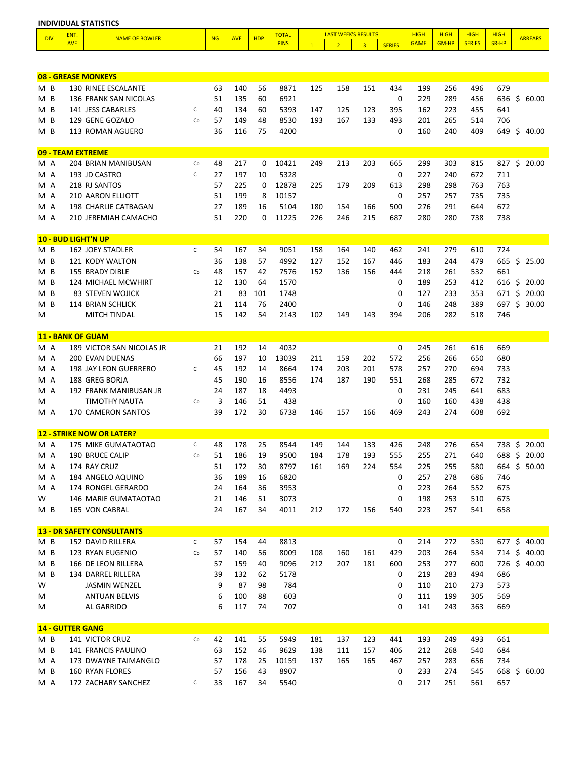**INDIVIDUAL STATISTICS**

| DIV | ENT. AVE | NAME OF BOWLER | | NG | AVE | HDP | TOTAL PINS | LAST WEEK'S RESULTS 1 | 2 | 3 | SERIES | HIGH GAME | HIGH GM-HP | HIGH SERIES | HIGH SR-HP | ARREARS |
|---|---|---|---|---|---|---|---|---|---|---|---|---|---|---|---|---|
| **08 - GREASE MONKEYS** | | | | | | | | | | | | | | | | |
| M B | 130 | RINEE ESCALANTE | | 63 | 140 | 56 | 8871 | 125 | 158 | 151 | 434 | 199 | 256 | 496 | 679 | |
| M B | 136 | FRANK SAN NICOLAS | | 51 | 135 | 60 | 6921 | | | | 0 | 229 | 289 | 456 | 636 | $ 60.00 |
| M B | 141 | JESS CABARLES | C | 40 | 134 | 60 | 5393 | 147 | 125 | 123 | 395 | 162 | 223 | 455 | 641 | |
| M B | 129 | GENE GOZALO | Co | 57 | 149 | 48 | 8530 | 193 | 167 | 133 | 493 | 201 | 265 | 514 | 706 | |
| M B | 113 | ROMAN AGUERO | | 36 | 116 | 75 | 4200 | | | | 0 | 160 | 240 | 409 | 649 | $ 40.00 |
| **09 - TEAM EXTREME** | | | | | | | | | | | | | | | | |
| M A | 204 | BRIAN MANIBUSAN | Co | 48 | 217 | 0 | 10421 | 249 | 213 | 203 | 665 | 299 | 303 | 815 | 827 | $ 20.00 |
| M A | 193 | JD CASTRO | C | 27 | 197 | 10 | 5328 | | | | 0 | 227 | 240 | 672 | 711 | |
| M A | 218 | RJ SANTOS | | 57 | 225 | 0 | 12878 | 225 | 179 | 209 | 613 | 298 | 298 | 763 | 763 | |
| M A | 210 | AARON ELLIOTT | | 51 | 199 | 8 | 10157 | | | | 0 | 257 | 257 | 735 | 735 | |
| M A | 198 | CHARLIE CATBAGAN | | 27 | 189 | 16 | 5104 | 180 | 154 | 166 | 500 | 276 | 291 | 644 | 672 | |
| M A | 210 | JEREMIAH CAMACHO | | 51 | 220 | 0 | 11225 | 226 | 246 | 215 | 687 | 280 | 280 | 738 | 738 | |
| **10 - BUD LIGHT'N UP** | | | | | | | | | | | | | | | | |
| M B | 162 | JOEY STADLER | C | 54 | 167 | 34 | 9051 | 158 | 164 | 140 | 462 | 241 | 279 | 610 | 724 | |
| M B | 121 | KODY WALTON | | 36 | 138 | 57 | 4992 | 127 | 152 | 167 | 446 | 183 | 244 | 479 | 665 | $ 25.00 |
| M B | 155 | BRADY DIBLE | Co | 48 | 157 | 42 | 7576 | 152 | 136 | 156 | 444 | 218 | 261 | 532 | 661 | |
| M B | 124 | MICHAEL MCWHIRT | | 12 | 130 | 64 | 1570 | | | | 0 | 189 | 253 | 412 | 616 | $ 20.00 |
| M B | 83 | STEVEN WOJICK | | 21 | 83 | 101 | 1748 | | | | 0 | 127 | 233 | 353 | 671 | $ 20.00 |
| M B | 114 | BRIAN SCHLICK | | 21 | 114 | 76 | 2400 | | | | 0 | 146 | 248 | 389 | 697 | $ 30.00 |
| M | | MITCH TINDAL | | 15 | 142 | 54 | 2143 | 102 | 149 | 143 | 394 | 206 | 282 | 518 | 746 | |
| **11 - BANK OF GUAM** | | | | | | | | | | | | | | | | |
| M A | 189 | VICTOR SAN NICOLAS JR | | 21 | 192 | 14 | 4032 | | | | 0 | 245 | 261 | 616 | 669 | |
| M A | 200 | EVAN DUENAS | | 66 | 197 | 10 | 13039 | 211 | 159 | 202 | 572 | 256 | 266 | 650 | 680 | |
| M A | 198 | JAY LEON GUERRERO | C | 45 | 192 | 14 | 8664 | 174 | 203 | 201 | 578 | 257 | 270 | 694 | 733 | |
| M A | 188 | GREG BORJA | | 45 | 190 | 16 | 8556 | 174 | 187 | 190 | 551 | 268 | 285 | 672 | 732 | |
| M A | 192 | FRANK MANIBUSAN JR | | 24 | 187 | 18 | 4493 | | | | 0 | 231 | 245 | 641 | 683 | |
| M | | TIMOTHY NAUTA | Co | 3 | 146 | 51 | 438 | | | | 0 | 160 | 160 | 438 | 438 | |
| M A | 170 | CAMERON SANTOS | | 39 | 172 | 30 | 6738 | 146 | 157 | 166 | 469 | 243 | 274 | 608 | 692 | |
| **12 - STRIKE NOW OR LATER?** | | | | | | | | | | | | | | | | |
| M A | 175 | MIKE GUMATAOTAO | C | 48 | 178 | 25 | 8544 | 149 | 144 | 133 | 426 | 248 | 276 | 654 | 738 | $ 20.00 |
| M A | 190 | BRUCE CALIP | Co | 51 | 186 | 19 | 9500 | 184 | 178 | 193 | 555 | 255 | 271 | 640 | 688 | $ 20.00 |
| M A | 174 | RAY CRUZ | | 51 | 172 | 30 | 8797 | 161 | 169 | 224 | 554 | 225 | 255 | 580 | 664 | $ 50.00 |
| M A | 184 | ANGELO AQUINO | | 36 | 189 | 16 | 6820 | | | | 0 | 257 | 278 | 686 | 746 | |
| M A | 174 | RONGEL GERARDO | | 24 | 164 | 36 | 3953 | | | | 0 | 223 | 264 | 552 | 675 | |
| W | 146 | MARIE GUMATAOTAO | | 21 | 146 | 51 | 3073 | | | | 0 | 198 | 253 | 510 | 675 | |
| M B | 165 | VON CABRAL | | 24 | 167 | 34 | 4011 | 212 | 172 | 156 | 540 | 223 | 257 | 541 | 658 | |
| **13 - DR SAFETY CONSULTANTS** | | | | | | | | | | | | | | | | |
| M B | 152 | DAVID RILLERA | C | 57 | 154 | 44 | 8813 | | | | 0 | 214 | 272 | 530 | 677 | $ 40.00 |
| M B | 123 | RYAN EUGENIO | Co | 57 | 140 | 56 | 8009 | 108 | 160 | 161 | 429 | 203 | 264 | 534 | 714 | $ 40.00 |
| M B | 166 | DE LEON RILLERA | | 57 | 159 | 40 | 9096 | 212 | 207 | 181 | 600 | 253 | 277 | 600 | 726 | $ 40.00 |
| M B | 134 | DARREL RILLERA | | 39 | 132 | 62 | 5178 | | | | 0 | 219 | 283 | 494 | 686 | |
| W | | JASMIN WENZEL | | 9 | 87 | 98 | 784 | | | | 0 | 110 | 210 | 273 | 573 | |
| M | | ANTUAN BELVIS | | 6 | 100 | 88 | 603 | | | | 0 | 111 | 199 | 305 | 569 | |
| M | | AL GARRIDO | | 6 | 117 | 74 | 707 | | | | 0 | 141 | 243 | 363 | 669 | |
| **14 - GUTTER GANG** | | | | | | | | | | | | | | | | |
| M B | 141 | VICTOR CRUZ | Co | 42 | 141 | 55 | 5949 | 181 | 137 | 123 | 441 | 193 | 249 | 493 | 661 | |
| M B | 141 | FRANCIS PAULINO | | 63 | 152 | 46 | 9629 | 138 | 111 | 157 | 406 | 212 | 268 | 540 | 684 | |
| M A | 173 | DWAYNE TAIMANGLO | | 57 | 178 | 25 | 10159 | 137 | 165 | 165 | 467 | 257 | 283 | 656 | 734 | |
| M B | 160 | RYAN FLORES | | 57 | 156 | 43 | 8907 | | | | 0 | 233 | 274 | 545 | 668 | $ 60.00 |
| M A | 172 | ZACHARY SANCHEZ | C | 33 | 167 | 34 | 5540 | | | | 0 | 217 | 251 | 561 | 657 | |